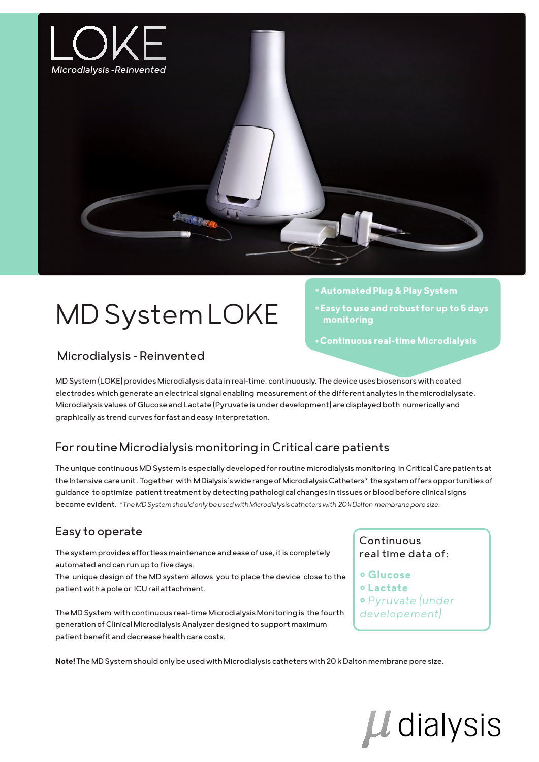LOKE

*Microdialysis -Reinvented*

# MD System LOKE

- **Automated Plug & Play System**
- **Easy to use and robust for up to 5 days monitoring**
- **Continuous real-time Microdialysis**

## Microdialysis - Reinvented

MD System (LOKE) provides Microdialysis data in real-time, continuously, The device uses biosensors with coated electrodes which generate an electrical signal enabling measurement of the different analytes in the microdialysate. Microdialysis values of Glucose and Lactate (Pyruvate is under development) are displayed both numerically and graphically as trend curves for fast and easy interpretation.

## For routine Microdialysis monitoring in Critical care patients

The unique continuous MD System is especially developed for routine microdialysis monitoring in Critical Care patients at the Intensive care unit . Together with M Dialysis´s wide range of Microdialysis Catheters* the system offers opportunities of guidance to optimize patient treatment by detecting pathological changes in tissues or blood before clinical signs become evident. *\*The MD System should only be used with Microdialysis catheters with 20 k Dalton membrane pore size.*

## Easy to operate

The system provides effortless maintenance and ease of use, it is completely automated and can run up to five days.
The unique design of the MD system allows you to place the device close to the patient with a pole or ICU rail attachment.

The MD System with continuous real-time Microdialysis Monitoring is the fourth generation of Clinical Microdialysis Analyzer designed to support maximum patient benefit and decrease health care costs.

Continuous real time data of:

- **Glucose**
- **Lactate**
- *Pyruvate (under developement)*

**Note!** The MD System should only be used with Microdialysis catheters with 20 k Dalton membrane pore size.

μ dialysis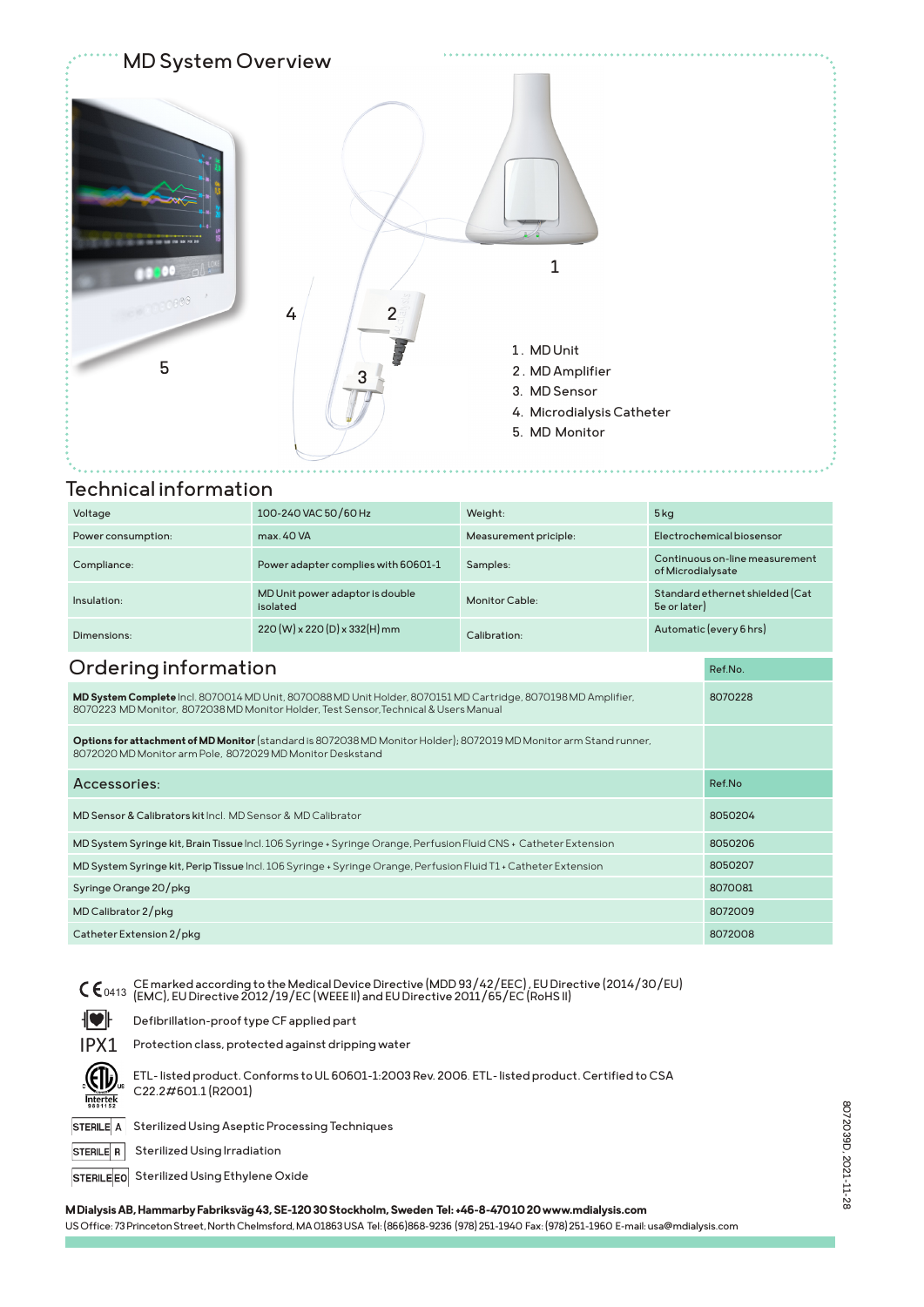## MD System Overview

4 2 3 1 5

1. MD Unit
2. MD Amplifier
3. MD Sensor
4. Microdialysis Catheter
5. MD Monitor

## Technical information

| | | | |
|---|---|---|---|
| Voltage | 100-240 VAC 50/60 Hz | Weight: | 5 kg |
| Power consumption: | max. 40 VA | Measurement priciple: | Electrochemical biosensor |
| Compliance: | Power adapter complies with 60601-1 | Samples: | Continuous on-line measurement of Microdialysate |
| Insulation: | MD Unit power adaptor is double isolated | Monitor Cable: | Standard ethernet shielded (Cat 5e or later) |
| Dimensions: | 220 (W) x 220 (D) x 332 (H) mm | Calibration: | Automatic (every 6 hrs) |

## Ordering information

| | Ref.No. |
|---|---|
| **MD System Complete** Incl. 8070014 MD Unit, 8070088 MD Unit Holder, 8070151 MD Cartridge, 8070198 MD Amplifier, 8070223 MD Monitor, 8072038 MD Monitor Holder, Test Sensor, Technical & Users Manual | 8070228 |
| **Options for attachment of MD Monitor** (standard is 8072038 MD Monitor Holder); 8072019 MD Monitor arm Stand runner, 8072020 MD Monitor arm Pole, 8072029 MD Monitor Deskstand | |
| **Accessories:** | **Ref.No** |
| **MD Sensor & Calibrators kit** Incl. MD Sensor & MD Calibrator | 8050204 |
| **MD System Syringe kit, Brain Tissue** Incl. 106 Syringe + Syringe Orange, Perfusion Fluid CNS + Catheter Extension | 8050206 |
| **MD System Syringe kit, Perip Tissue** Incl. 106 Syringe + Syringe Orange, Perfusion Fluid T1 + Catheter Extension | 8050207 |
| Syringe Orange 20/pkg | 8070081 |
| MD Calibrator 2/pkg | 8072009 |
| Catheter Extension 2/pkg | 8072008 |

CE 0413 — CE marked according to the Medical Device Directive (MDD 93/42/EEC), EU Directive (2014/30/EU) (EMC), EU Directive 2012/19/EC (WEEE II) and EU Directive 2011/65/EC (RoHS II)

Defibrillation-proof type CF applied part

IPX1 — Protection class, protected against dripping water

ETL-listed product. Conforms to UL 60601-1:2003 Rev. 2006. ETL-listed product. Certified to CSA C22.2#601.1 (R2001)

STERILE A — Sterilized Using Aseptic Processing Techniques

STERILE R — Sterilized Using Irradiation

STERILE EO — Sterilized Using Ethylene Oxide

**M Dialysis AB, Hammarby Fabriksväg 43, SE-120 30 Stockholm, Sweden Tel: +46-8-470 10 20 www.mdialysis.com**

US Office: 73 Princeton Street, North Chelmsford, MA 01863 USA Tel: (866)868-9236 (978) 251-1940 Fax: (978) 251-1960 E-mail: usa@mdialysis.com

8072039D, 2021-11-28